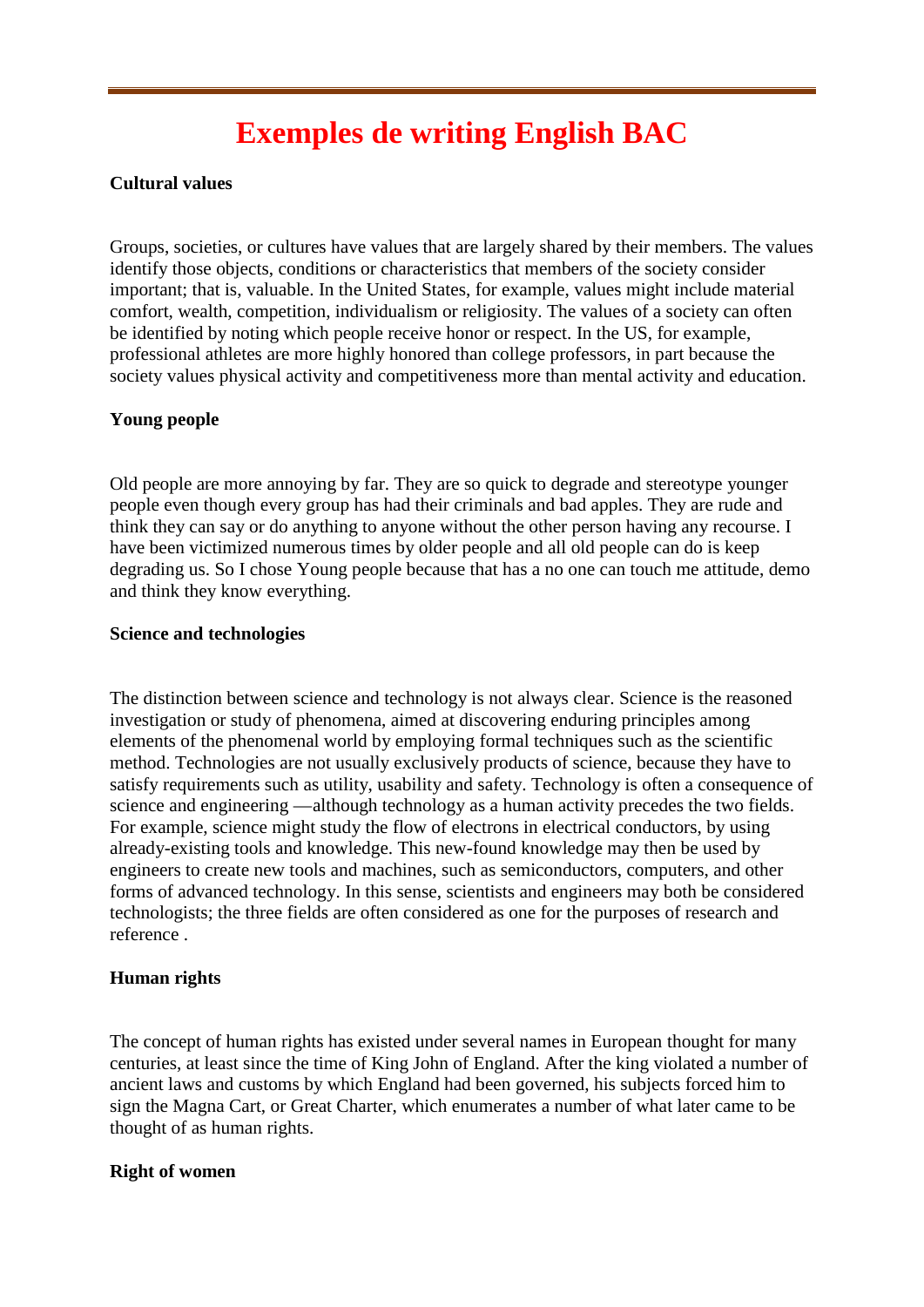# Exemples de writing English BAC

**Cultural values**

Groups, societies, or cultures have values that are largely shared by their members. The values identify those objects, conditions or characteristics that members of the society consider important; that is, valuable. In the United States, for example, values might include material comfort, wealth, competition, individualism or religiosity. The values of a society can often be identified by noting which people receive honor or respect. In the US, for example, professional athletes are more highly honored than college professors, in part because the society values physical activity and competitiveness more than mental activity and education.

**Young people**

Old people are more annoying by far. They are so quick to degrade and stereotype younger people even though every group has had their criminals and bad apples. They are rude and think they can say or do anything to anyone without the other person having any recourse. I have been victimized numerous times by older people and all old people can do is keep degrading us. So I chose Young people because that has a no one can touch me attitude, demo and think they know everything.

**Science and technologies**

The distinction between science and technology is not always clear. Science is the reasoned investigation or study of phenomena, aimed at discovering enduring principles among elements of the phenomenal world by employing formal techniques such as the scientific method. Technologies are not usually exclusively products of science, because they have to satisfy requirements such as utility, usability and safety. Technology is often a consequence of science and engineering —although technology as a human activity precedes the two fields. For example, science might study the flow of electrons in electrical conductors, by using already-existing tools and knowledge. This new-found knowledge may then be used by engineers to create new tools and machines, such as semiconductors, computers, and other forms of advanced technology. In this sense, scientists and engineers may both be considered technologists; the three fields are often considered as one for the purposes of research and reference .

**Human rights**

The concept of human rights has existed under several names in European thought for many centuries, at least since the time of King John of England. After the king violated a number of ancient laws and customs by which England had been governed, his subjects forced him to sign the Magna Cart, or Great Charter, which enumerates a number of what later came to be thought of as human rights.

**Right of women**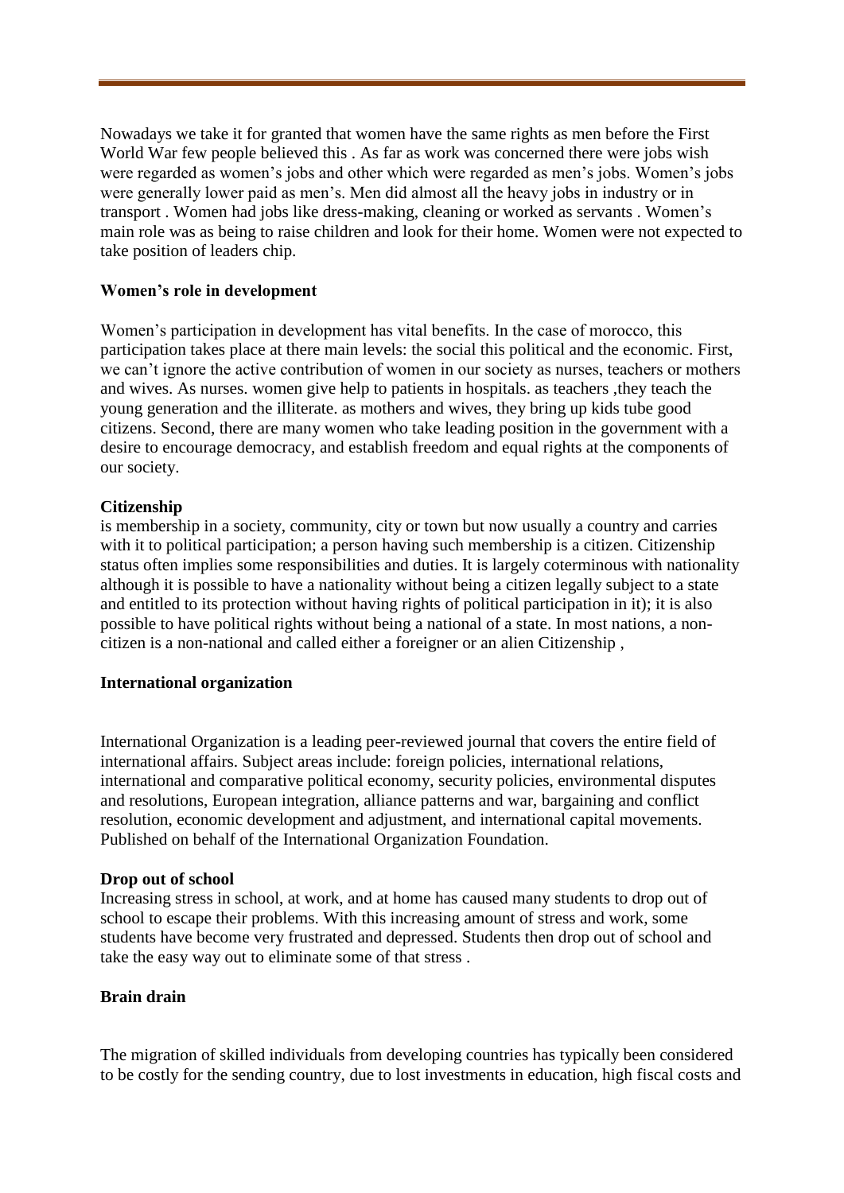Nowadays we take it for granted that women have the same rights as men before the First World War few people believed this . As far as work was concerned there were jobs wish were regarded as women's jobs and other which were regarded as men's jobs. Women's jobs were generally lower paid as men's. Men did almost all the heavy jobs in industry or in transport . Women had jobs like dress-making, cleaning or worked as servants . Women's main role was as being to raise children and look for their home. Women were not expected to take position of leaders chip.

**Women's role in development**

Women's participation in development has vital benefits. In the case of morocco, this participation takes place at there main levels: the social this political and the economic. First, we can't ignore the active contribution of women in our society as nurses, teachers or mothers and wives. As nurses. women give help to patients in hospitals. as teachers ,they teach the young generation and the illiterate. as mothers and wives, they bring up kids tube good citizens. Second, there are many women who take leading position in the government with a desire to encourage democracy, and establish freedom and equal rights at the components of our society.

**Citizenship**

is membership in a society, community, city or town but now usually a country and carries with it to political participation; a person having such membership is a citizen. Citizenship status often implies some responsibilities and duties. It is largely coterminous with nationality although it is possible to have a nationality without being a citizen legally subject to a state and entitled to its protection without having rights of political participation in it); it is also possible to have political rights without being a national of a state. In most nations, a non-citizen is a non-national and called either a foreigner or an alien Citizenship ,

**International organization**

International Organization is a leading peer-reviewed journal that covers the entire field of international affairs. Subject areas include: foreign policies, international relations, international and comparative political economy, security policies, environmental disputes and resolutions, European integration, alliance patterns and war, bargaining and conflict resolution, economic development and adjustment, and international capital movements. Published on behalf of the International Organization Foundation.

**Drop out of school**

Increasing stress in school, at work, and at home has caused many students to drop out of school to escape their problems. With this increasing amount of stress and work, some students have become very frustrated and depressed. Students then drop out of school and take the easy way out to eliminate some of that stress .

**Brain drain**

The migration of skilled individuals from developing countries has typically been considered to be costly for the sending country, due to lost investments in education, high fiscal costs and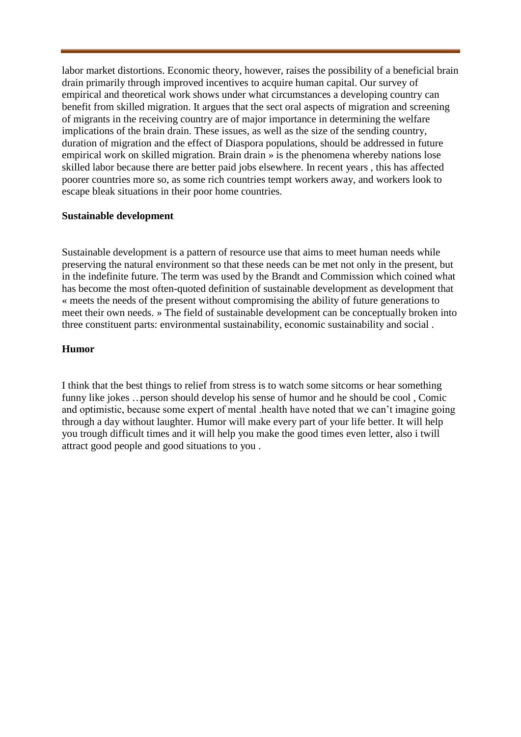labor market distortions. Economic theory, however, raises the possibility of a beneficial brain drain primarily through improved incentives to acquire human capital. Our survey of empirical and theoretical work shows under what circumstances a developing country can benefit from skilled migration. It argues that the sect oral aspects of migration and screening of migrants in the receiving country are of major importance in determining the welfare implications of the brain drain. These issues, as well as the size of the sending country, duration of migration and the effect of Diaspora populations, should be addressed in future empirical work on skilled migration. Brain drain » is the phenomena whereby nations lose skilled labor because there are better paid jobs elsewhere. In recent years , this has affected poorer countries more so, as some rich countries tempt workers away, and workers look to escape bleak situations in their poor home countries.

**Sustainable development**

Sustainable development is a pattern of resource use that aims to meet human needs while preserving the natural environment so that these needs can be met not only in the present, but in the indefinite future. The term was used by the Brandt and Commission which coined what has become the most often-quoted definition of sustainable development as development that « meets the needs of the present without compromising the ability of future generations to meet their own needs. » The field of sustainable development can be conceptually broken into three constituent parts: environmental sustainability, economic sustainability and social .

**Humor**

I think that the best things to relief from stress is to watch some sitcoms or hear something funny like jokes …person should develop his sense of humor and he should be cool , Comic and optimistic, because some expert of mental .health have noted that we can't imagine going through a day without laughter. Humor will make every part of your life better. It will help you trough difficult times and it will help you make the good times even letter, also i twill attract good people and good situations to you .